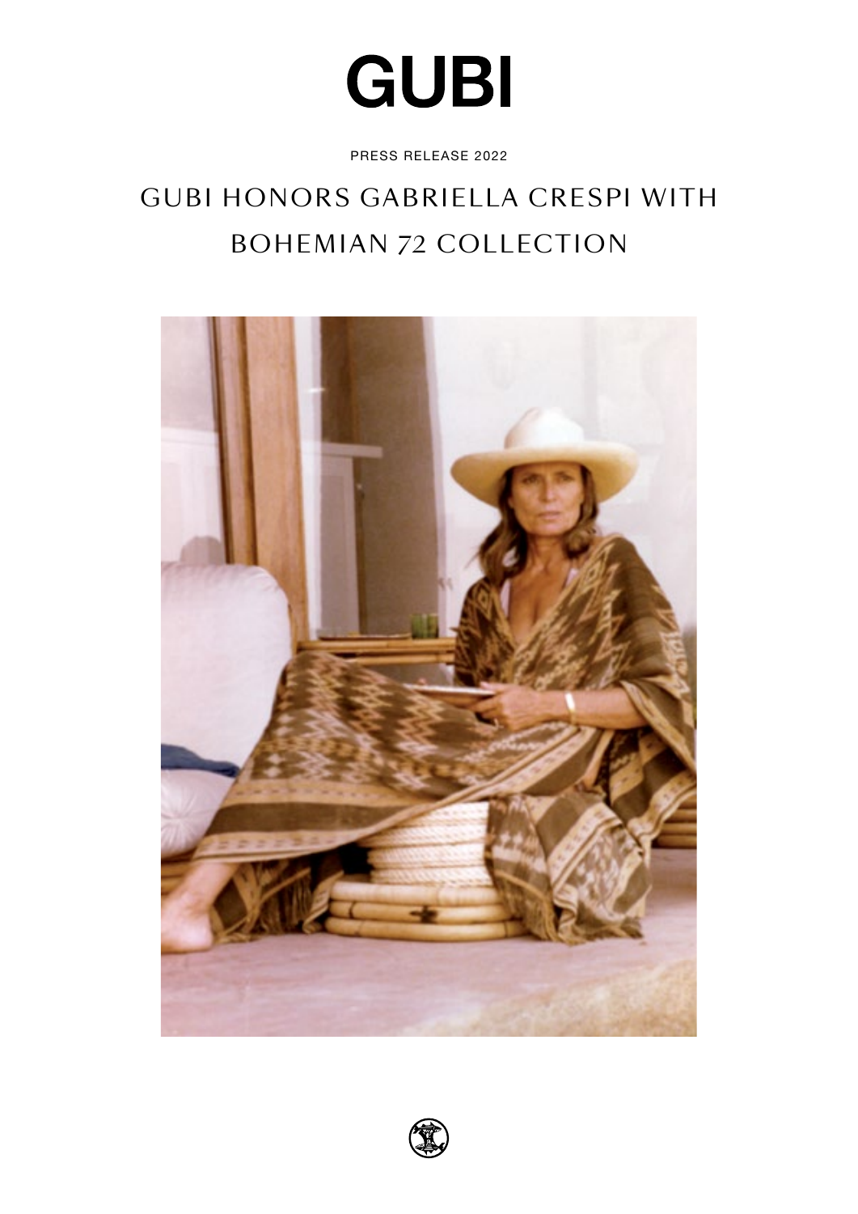# GUBI

PRESS RELEASE 2022

## GUBI HONORS GABRIELLA CRESPI WITH BOHEMIAN 72 COLLECTION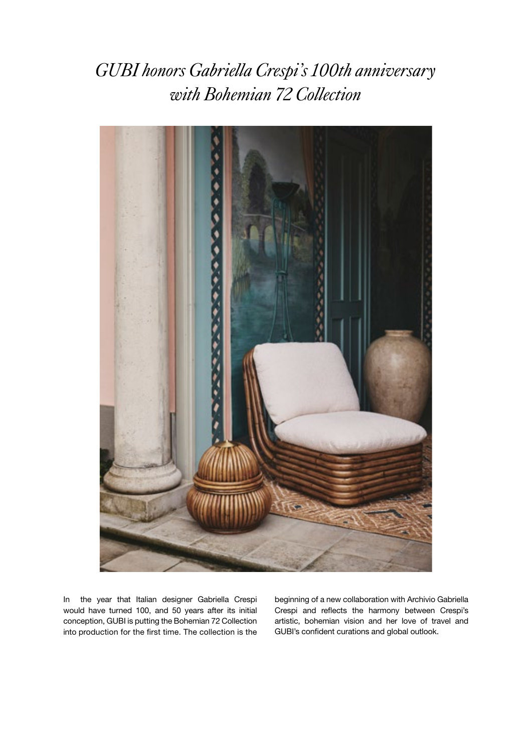# *GUBI honors Gabriella Crespi's 100th anniversary with Bohemian 72 Collection*

In the year that Italian designer Gabriella Crespi would have turned 100, and 50 years after its initial conception, GUBI is putting the Bohemian 72 Collection into production for the first time. The collection is the beginning of a new collaboration with Archivio Gabriella Crespi and reflects the harmony between Crespi's artistic, bohemian vision and her love of travel and GUBI's confident curations and global outlook.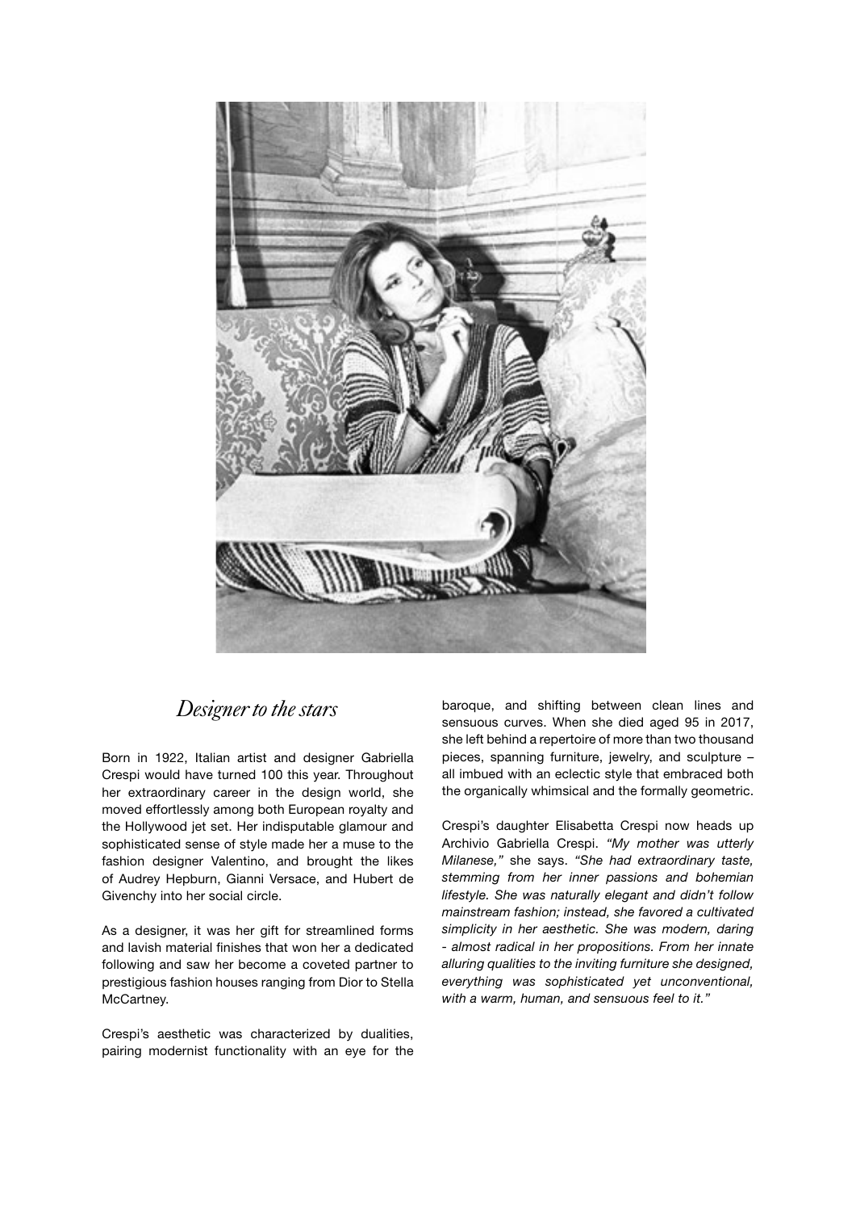## *Designer to the stars*

Born in 1922, Italian artist and designer Gabriella Crespi would have turned 100 this year. Throughout her extraordinary career in the design world, she moved effortlessly among both European royalty and the Hollywood jet set. Her indisputable glamour and sophisticated sense of style made her a muse to the fashion designer Valentino, and brought the likes of Audrey Hepburn, Gianni Versace, and Hubert de Givenchy into her social circle.

As a designer, it was her gift for streamlined forms and lavish material finishes that won her a dedicated following and saw her become a coveted partner to prestigious fashion houses ranging from Dior to Stella McCartney.

Crespi's aesthetic was characterized by dualities, pairing modernist functionality with an eye for the baroque, and shifting between clean lines and sensuous curves. When she died aged 95 in 2017, she left behind a repertoire of more than two thousand pieces, spanning furniture, jewelry, and sculpture – all imbued with an eclectic style that embraced both the organically whimsical and the formally geometric.

Crespi's daughter Elisabetta Crespi now heads up Archivio Gabriella Crespi. *"My mother was utterly Milanese,"* she says. *"She had extraordinary taste, stemming from her inner passions and bohemian lifestyle. She was naturally elegant and didn't follow mainstream fashion; instead, she favored a cultivated simplicity in her aesthetic. She was modern, daring - almost radical in her propositions. From her innate alluring qualities to the inviting furniture she designed, everything was sophisticated yet unconventional, with a warm, human, and sensuous feel to it."*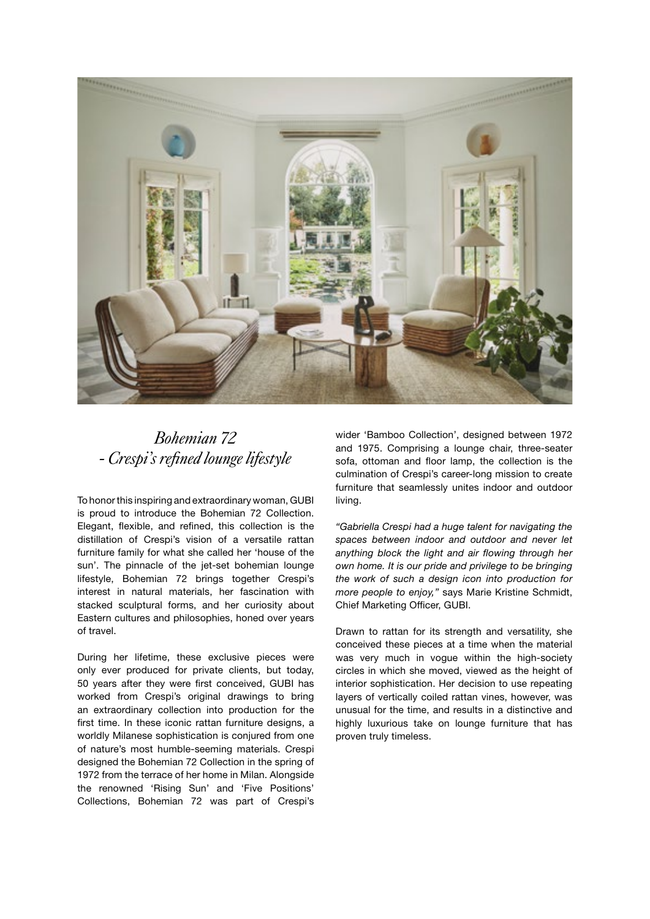## *Bohemian 72 - Crespi's refined lounge lifestyle*

To honor this inspiring and extraordinary woman, GUBI is proud to introduce the Bohemian 72 Collection. Elegant, flexible, and refined, this collection is the distillation of Crespi's vision of a versatile rattan furniture family for what she called her 'house of the sun'. The pinnacle of the jet-set bohemian lounge lifestyle, Bohemian 72 brings together Crespi's interest in natural materials, her fascination with stacked sculptural forms, and her curiosity about Eastern cultures and philosophies, honed over years of travel.

During her lifetime, these exclusive pieces were only ever produced for private clients, but today, 50 years after they were first conceived, GUBI has worked from Crespi's original drawings to bring an extraordinary collection into production for the first time. In these iconic rattan furniture designs, a worldly Milanese sophistication is conjured from one of nature's most humble-seeming materials. Crespi designed the Bohemian 72 Collection in the spring of 1972 from the terrace of her home in Milan. Alongside the renowned 'Rising Sun' and 'Five Positions' Collections, Bohemian 72 was part of Crespi's wider 'Bamboo Collection', designed between 1972 and 1975. Comprising a lounge chair, three-seater sofa, ottoman and floor lamp, the collection is the culmination of Crespi's career-long mission to create furniture that seamlessly unites indoor and outdoor living.

*"Gabriella Crespi had a huge talent for navigating the spaces between indoor and outdoor and never let anything block the light and air flowing through her own home. It is our pride and privilege to be bringing the work of such a design icon into production for more people to enjoy,"* says Marie Kristine Schmidt, Chief Marketing Officer, GUBI.

Drawn to rattan for its strength and versatility, she conceived these pieces at a time when the material was very much in vogue within the high-society circles in which she moved, viewed as the height of interior sophistication. Her decision to use repeating layers of vertically coiled rattan vines, however, was unusual for the time, and results in a distinctive and highly luxurious take on lounge furniture that has proven truly timeless.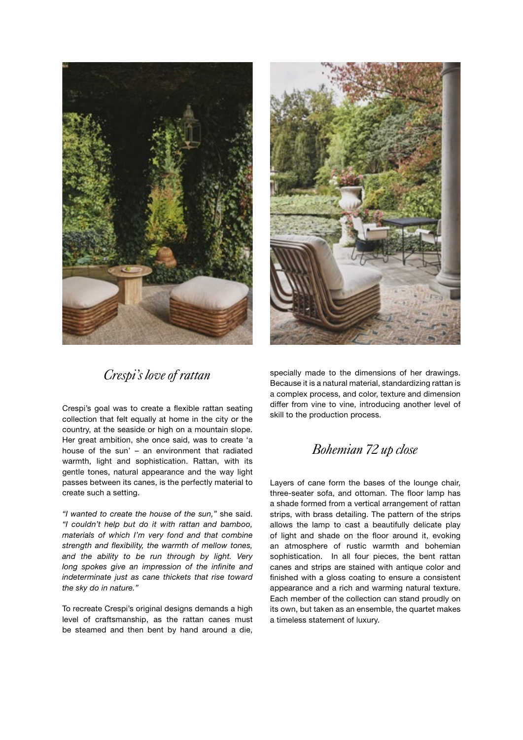## *Crespi's love of rattan*

Crespi's goal was to create a flexible rattan seating collection that felt equally at home in the city or the country, at the seaside or high on a mountain slope. Her great ambition, she once said, was to create 'a house of the sun' – an environment that radiated warmth, light and sophistication. Rattan, with its gentle tones, natural appearance and the way light passes between its canes, is the perfectly material to create such a setting.

*"I wanted to create the house of the sun,"* she said. *"I couldn't help but do it with rattan and bamboo, materials of which I'm very fond and that combine strength and flexibility, the warmth of mellow tones, and the ability to be run through by light. Very long spokes give an impression of the infinite and indeterminate just as cane thickets that rise toward the sky do in nature."*

To recreate Crespi's original designs demands a high level of craftsmanship, as the rattan canes must be steamed and then bent by hand around a die, specially made to the dimensions of her drawings. Because it is a natural material, standardizing rattan is a complex process, and color, texture and dimension differ from vine to vine, introducing another level of skill to the production process.

## *Bohemian 72 up close*

Layers of cane form the bases of the lounge chair, three-seater sofa, and ottoman. The floor lamp has a shade formed from a vertical arrangement of rattan strips, with brass detailing. The pattern of the strips allows the lamp to cast a beautifully delicate play of light and shade on the floor around it, evoking an atmosphere of rustic warmth and bohemian sophistication. In all four pieces, the bent rattan canes and strips are stained with antique color and finished with a gloss coating to ensure a consistent appearance and a rich and warming natural texture. Each member of the collection can stand proudly on its own, but taken as an ensemble, the quartet makes a timeless statement of luxury.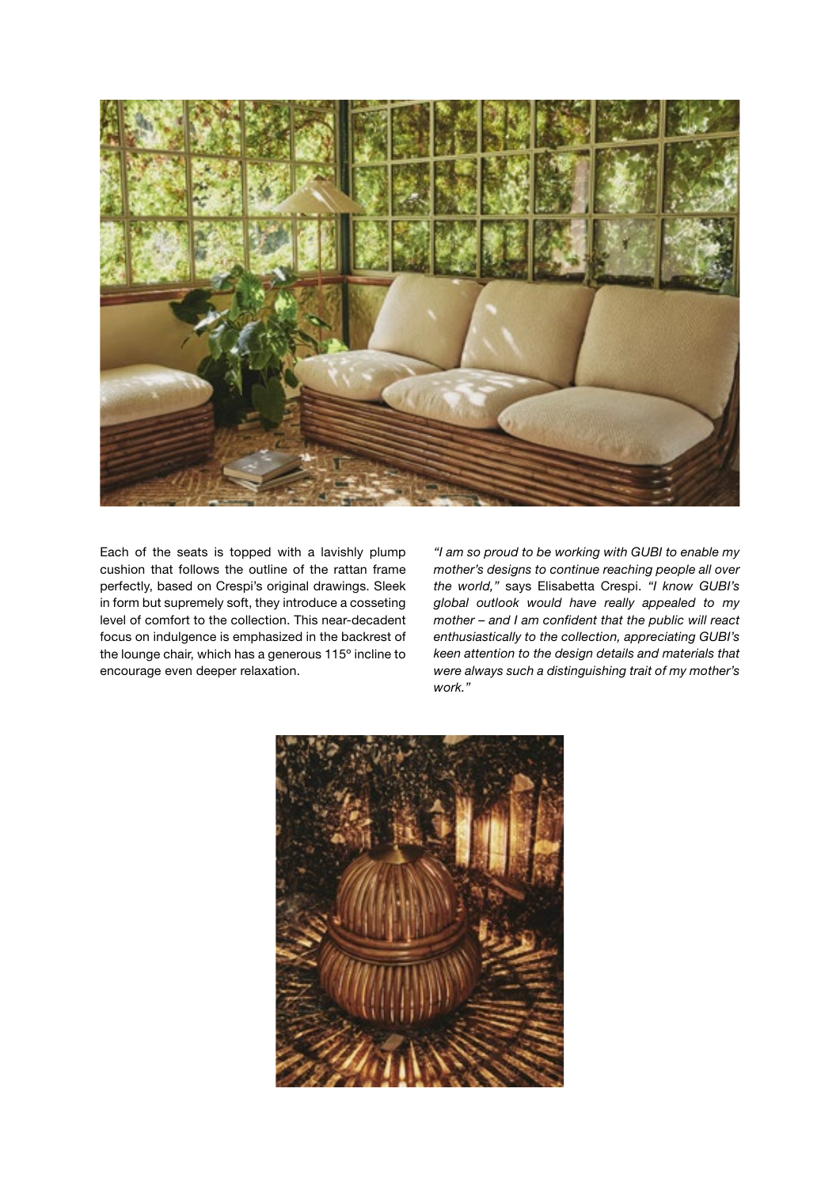Each of the seats is topped with a lavishly plump cushion that follows the outline of the rattan frame perfectly, based on Crespi's original drawings. Sleek in form but supremely soft, they introduce a cosseting level of comfort to the collection. This near-decadent focus on indulgence is emphasized in the backrest of the lounge chair, which has a generous 115º incline to encourage even deeper relaxation.

*"I am so proud to be working with GUBI to enable my mother's designs to continue reaching people all over the world,"* says Elisabetta Crespi. *"I know GUBI's global outlook would have really appealed to my mother – and I am confident that the public will react enthusiastically to the collection, appreciating GUBI's keen attention to the design details and materials that were always such a distinguishing trait of my mother's work."*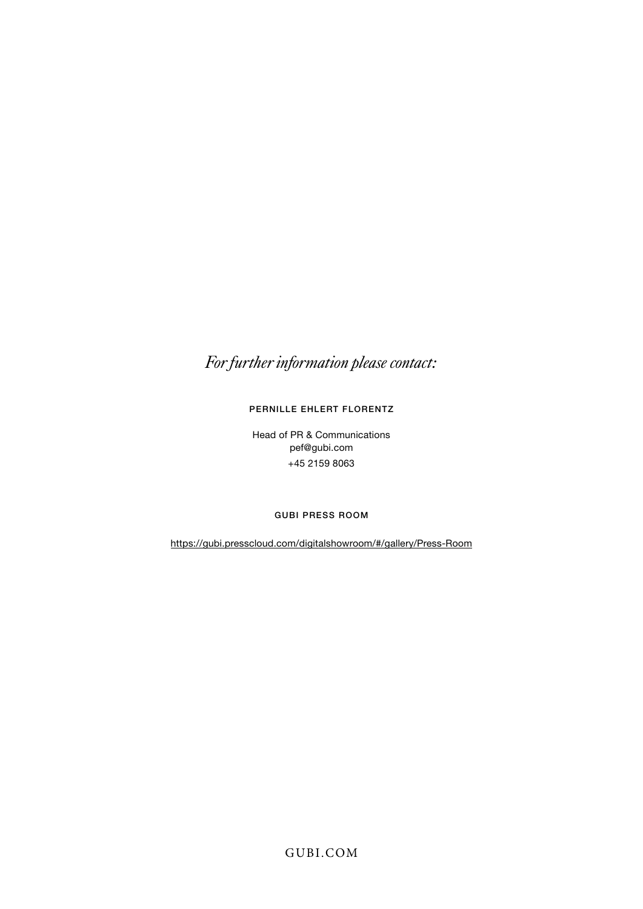*For further information please contact:*

**PERNILLE EHLERT FLORENTZ**

Head of PR & Communications
pef@gubi.com
+45 2159 8063

**GUBI PRESS ROOM**

https://gubi.presscloud.com/digitalshowroom/#/gallery/Press-Room

GUBI.COM